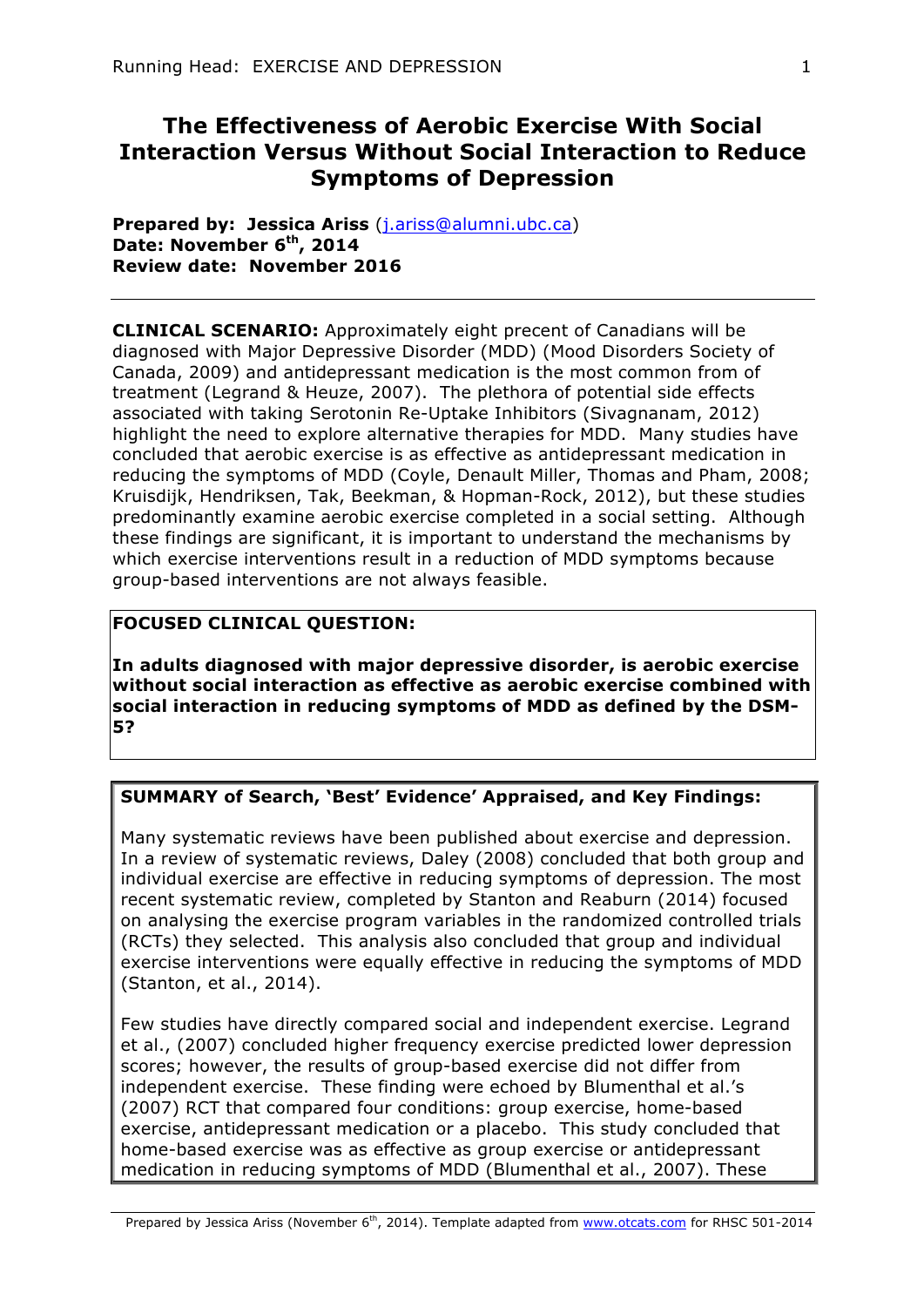# The Effectiveness of Aerobic Exercise With Social Interaction Versus Without Social Interaction to Reduce Symptoms of Depression

**Prepared by: Jessica Ariss** (j.ariss@alumni.ubc.ca)
**Date: November 6th, 2014**
**Review date: November 2016**

---

**CLINICAL SCENARIO:** Approximately eight precent of Canadians will be diagnosed with Major Depressive Disorder (MDD) (Mood Disorders Society of Canada, 2009) and antidepressant medication is the most common from of treatment (Legrand & Heuze, 2007). The plethora of potential side effects associated with taking Serotonin Re-Uptake Inhibitors (Sivagnanam, 2012) highlight the need to explore alternative therapies for MDD. Many studies have concluded that aerobic exercise is as effective as antidepressant medication in reducing the symptoms of MDD (Coyle, Denault Miller, Thomas and Pham, 2008; Kruisdijk, Hendriksen, Tak, Beekman, & Hopman-Rock, 2012), but these studies predominantly examine aerobic exercise completed in a social setting. Although these findings are significant, it is important to understand the mechanisms by which exercise interventions result in a reduction of MDD symptoms because group-based interventions are not always feasible.

**FOCUSED CLINICAL QUESTION:**

**In adults diagnosed with major depressive disorder, is aerobic exercise without social interaction as effective as aerobic exercise combined with social interaction in reducing symptoms of MDD as defined by the DSM-5?**

**SUMMARY of Search, 'Best' Evidence' Appraised, and Key Findings:**

Many systematic reviews have been published about exercise and depression. In a review of systematic reviews, Daley (2008) concluded that both group and individual exercise are effective in reducing symptoms of depression. The most recent systematic review, completed by Stanton and Reaburn (2014) focused on analysing the exercise program variables in the randomized controlled trials (RCTs) they selected. This analysis also concluded that group and individual exercise interventions were equally effective in reducing the symptoms of MDD (Stanton, et al., 2014).

Few studies have directly compared social and independent exercise. Legrand et al., (2007) concluded higher frequency exercise predicted lower depression scores; however, the results of group-based exercise did not differ from independent exercise. These finding were echoed by Blumenthal et al.'s (2007) RCT that compared four conditions: group exercise, home-based exercise, antidepressant medication or a placebo. This study concluded that home-based exercise was as effective as group exercise or antidepressant medication in reducing symptoms of MDD (Blumenthal et al., 2007). These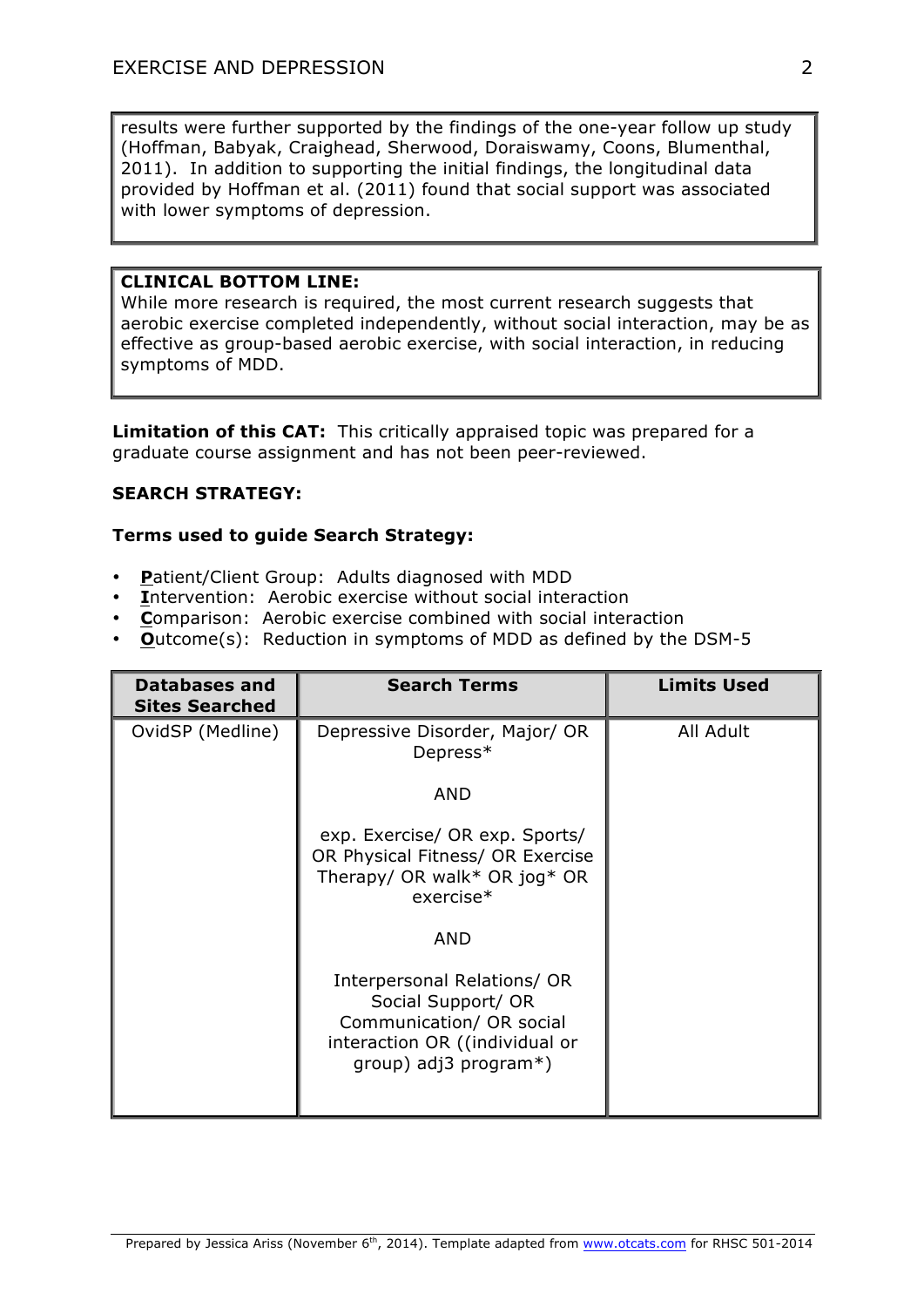results were further supported by the findings of the one-year follow up study (Hoffman, Babyak, Craighead, Sherwood, Doraiswamy, Coons, Blumenthal, 2011). In addition to supporting the initial findings, the longitudinal data provided by Hoffman et al. (2011) found that social support was associated with lower symptoms of depression.

**CLINICAL BOTTOM LINE:**
While more research is required, the most current research suggests that aerobic exercise completed independently, without social interaction, may be as effective as group-based aerobic exercise, with social interaction, in reducing symptoms of MDD.

**Limitation of this CAT:** This critically appraised topic was prepared for a graduate course assignment and has not been peer-reviewed.

**SEARCH STRATEGY:**

**Terms used to guide Search Strategy:**

- **P**atient/Client Group: Adults diagnosed with MDD
- **I**ntervention: Aerobic exercise without social interaction
- **C**omparison: Aerobic exercise combined with social interaction
- **O**utcome(s): Reduction in symptoms of MDD as defined by the DSM-5

| Databases and Sites Searched | Search Terms | Limits Used |
|---|---|---|
| OvidSP (Medline) | Depressive Disorder, Major/ OR Depress* <br><br> AND <br><br> exp. Exercise/ OR exp. Sports/ OR Physical Fitness/ OR Exercise Therapy/ OR walk* OR jog* OR exercise* <br><br> AND <br><br> Interpersonal Relations/ OR Social Support/ OR Communication/ OR social interaction OR ((individual or group) adj3 program*) | All Adult |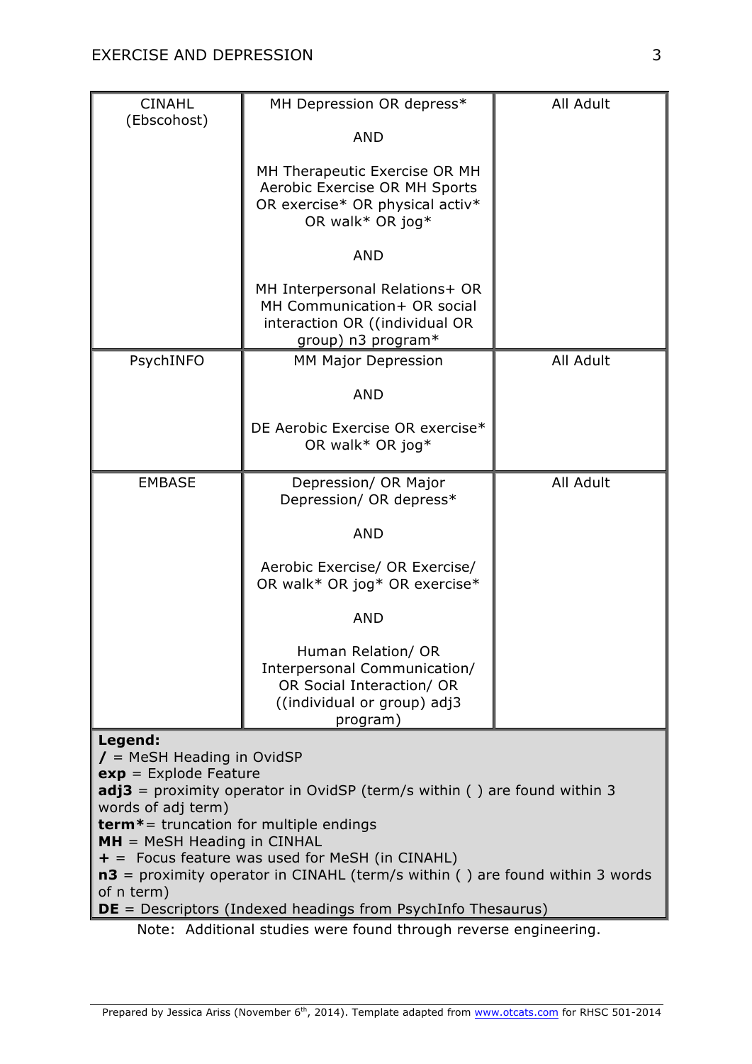| | | |
|---|---|---|
| CINAHL (Ebscohost) | MH Depression OR depress*<br><br>AND<br><br>MH Therapeutic Exercise OR MH Aerobic Exercise OR MH Sports OR exercise* OR physical activ* OR walk* OR jog*<br><br>AND<br><br>MH Interpersonal Relations+ OR MH Communication+ OR social interaction OR ((individual OR group) n3 program* | All Adult |
| PsychINFO | MM Major Depression<br><br>AND<br><br>DE Aerobic Exercise OR exercise* OR walk* OR jog* | All Adult |
| EMBASE | Depression/ OR Major Depression/ OR depress*<br><br>AND<br><br>Aerobic Exercise/ OR Exercise/ OR walk* OR jog* OR exercise*<br><br>AND<br><br>Human Relation/ OR Interpersonal Communication/ OR Social Interaction/ OR ((individual or group) adj3 program) | All Adult |

**Legend:**
**/** = MeSH Heading in OvidSP
**exp** = Explode Feature
**adj3** = proximity operator in OvidSP (term/s within ( ) are found within 3 words of adj term)
**term***= truncation for multiple endings
**MH** = MeSH Heading in CINHAL
**+** = Focus feature was used for MeSH (in CINAHL)
**n3** = proximity operator in CINAHL (term/s within ( ) are found within 3 words of n term)
**DE** = Descriptors (Indexed headings from PsychInfo Thesaurus)

Note: Additional studies were found through reverse engineering.

Prepared by Jessica Ariss (November 6th, 2014). Template adapted from www.otcats.com for RHSC 501-2014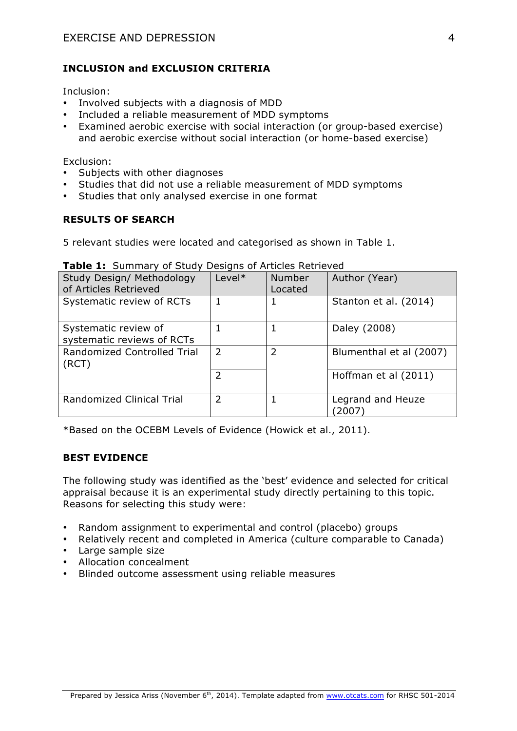## INCLUSION and EXCLUSION CRITERIA

Inclusion:

- Involved subjects with a diagnosis of MDD
- Included a reliable measurement of MDD symptoms
- Examined aerobic exercise with social interaction (or group-based exercise) and aerobic exercise without social interaction (or home-based exercise)

Exclusion:

- Subjects with other diagnoses
- Studies that did not use a reliable measurement of MDD symptoms
- Studies that only analysed exercise in one format

## RESULTS OF SEARCH

5 relevant studies were located and categorised as shown in Table 1.

**Table 1:** Summary of Study Designs of Articles Retrieved

| Study Design/ Methodology of Articles Retrieved | Level* | Number Located | Author (Year) |
|---|---|---|---|
| Systematic review of RCTs | 1 | 1 | Stanton et al. (2014) |
| Systematic review of systematic reviews of RCTs | 1 | 1 | Daley (2008) |
| Randomized Controlled Trial (RCT) | 2 | 2 | Blumenthal et al (2007) |
| | 2 | | Hoffman et al (2011) |
| Randomized Clinical Trial | 2 | 1 | Legrand and Heuze (2007) |

*Based on the OCEBM Levels of Evidence (Howick et al., 2011).

## BEST EVIDENCE

The following study was identified as the 'best' evidence and selected for critical appraisal because it is an experimental study directly pertaining to this topic. Reasons for selecting this study were:

- Random assignment to experimental and control (placebo) groups
- Relatively recent and completed in America (culture comparable to Canada)
- Large sample size
- Allocation concealment
- Blinded outcome assessment using reliable measures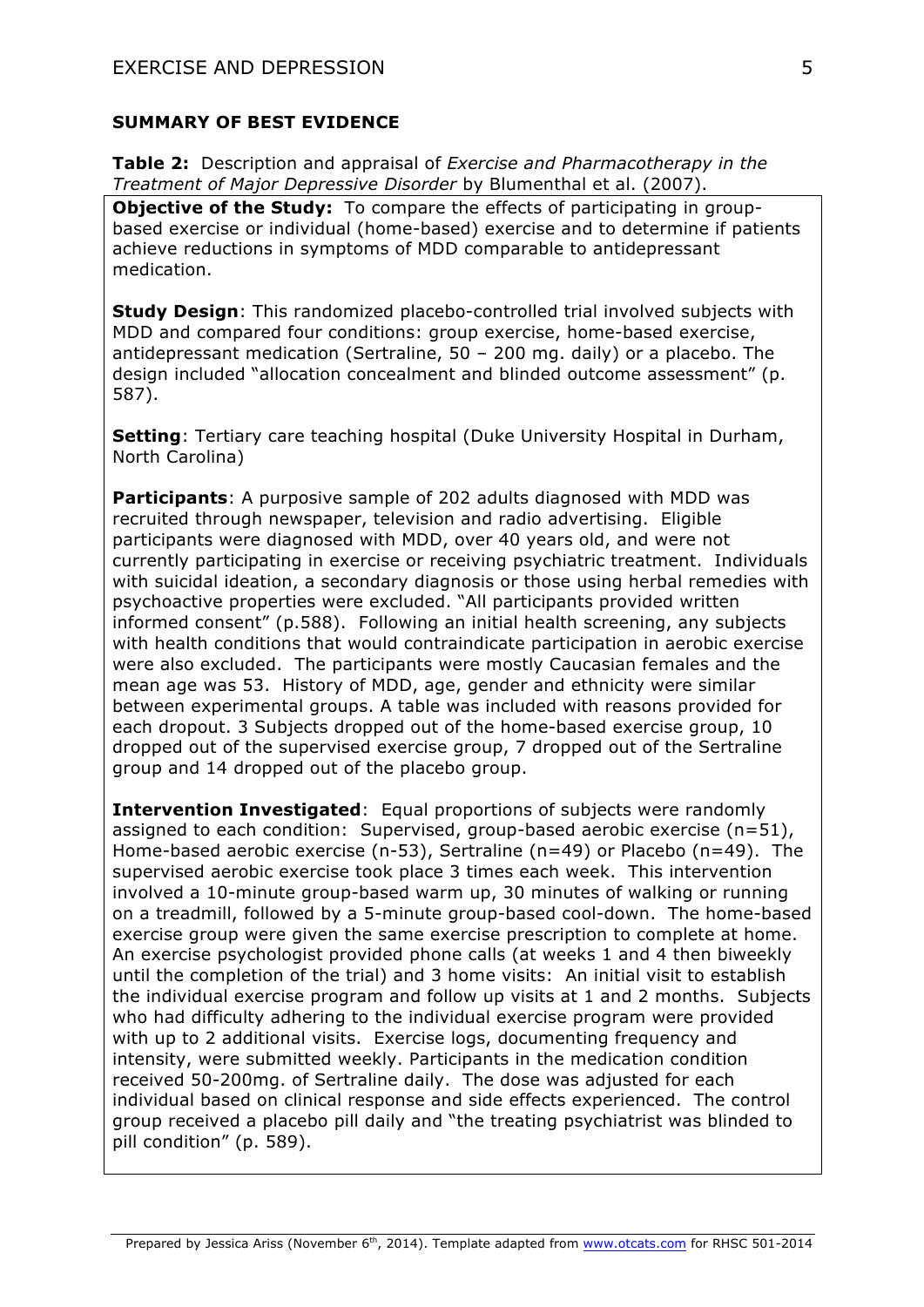## SUMMARY OF BEST EVIDENCE

**Table 2:** Description and appraisal of *Exercise and Pharmacotherapy in the Treatment of Major Depressive Disorder* by Blumenthal et al. (2007).

**Objective of the Study:** To compare the effects of participating in group-based exercise or individual (home-based) exercise and to determine if patients achieve reductions in symptoms of MDD comparable to antidepressant medication.

**Study Design**: This randomized placebo-controlled trial involved subjects with MDD and compared four conditions: group exercise, home-based exercise, antidepressant medication (Sertraline, 50 – 200 mg. daily) or a placebo. The design included "allocation concealment and blinded outcome assessment" (p. 587).

**Setting**: Tertiary care teaching hospital (Duke University Hospital in Durham, North Carolina)

**Participants**: A purposive sample of 202 adults diagnosed with MDD was recruited through newspaper, television and radio advertising. Eligible participants were diagnosed with MDD, over 40 years old, and were not currently participating in exercise or receiving psychiatric treatment. Individuals with suicidal ideation, a secondary diagnosis or those using herbal remedies with psychoactive properties were excluded. "All participants provided written informed consent" (p.588). Following an initial health screening, any subjects with health conditions that would contraindicate participation in aerobic exercise were also excluded. The participants were mostly Caucasian females and the mean age was 53. History of MDD, age, gender and ethnicity were similar between experimental groups. A table was included with reasons provided for each dropout. 3 Subjects dropped out of the home-based exercise group, 10 dropped out of the supervised exercise group, 7 dropped out of the Sertraline group and 14 dropped out of the placebo group.

**Intervention Investigated**: Equal proportions of subjects were randomly assigned to each condition: Supervised, group-based aerobic exercise (n=51), Home-based aerobic exercise (n-53), Sertraline (n=49) or Placebo (n=49). The supervised aerobic exercise took place 3 times each week. This intervention involved a 10-minute group-based warm up, 30 minutes of walking or running on a treadmill, followed by a 5-minute group-based cool-down. The home-based exercise group were given the same exercise prescription to complete at home. An exercise psychologist provided phone calls (at weeks 1 and 4 then biweekly until the completion of the trial) and 3 home visits: An initial visit to establish the individual exercise program and follow up visits at 1 and 2 months. Subjects who had difficulty adhering to the individual exercise program were provided with up to 2 additional visits. Exercise logs, documenting frequency and intensity, were submitted weekly. Participants in the medication condition received 50-200mg. of Sertraline daily. The dose was adjusted for each individual based on clinical response and side effects experienced. The control group received a placebo pill daily and "the treating psychiatrist was blinded to pill condition" (p. 589).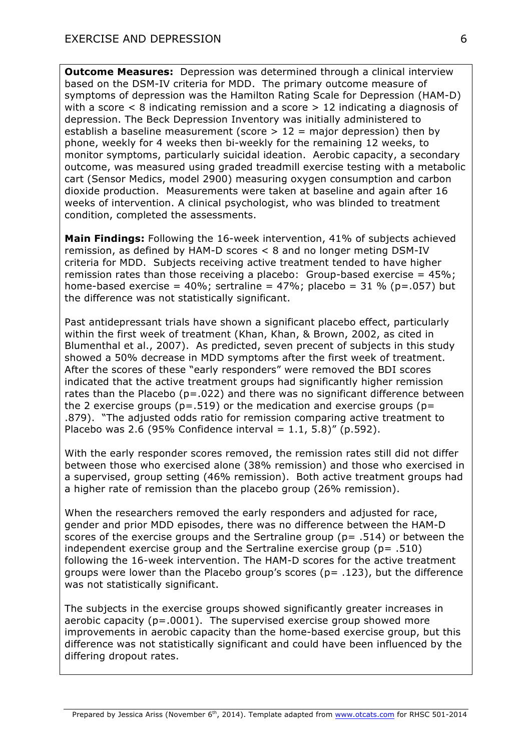**Outcome Measures:** Depression was determined through a clinical interview based on the DSM-IV criteria for MDD. The primary outcome measure of symptoms of depression was the Hamilton Rating Scale for Depression (HAM-D) with a score < 8 indicating remission and a score > 12 indicating a diagnosis of depression. The Beck Depression Inventory was initially administered to establish a baseline measurement (score > 12 = major depression) then by phone, weekly for 4 weeks then bi-weekly for the remaining 12 weeks, to monitor symptoms, particularly suicidal ideation. Aerobic capacity, a secondary outcome, was measured using graded treadmill exercise testing with a metabolic cart (Sensor Medics, model 2900) measuring oxygen consumption and carbon dioxide production. Measurements were taken at baseline and again after 16 weeks of intervention. A clinical psychologist, who was blinded to treatment condition, completed the assessments.

**Main Findings:** Following the 16-week intervention, 41% of subjects achieved remission, as defined by HAM-D scores < 8 and no longer meting DSM-IV criteria for MDD. Subjects receiving active treatment tended to have higher remission rates than those receiving a placebo: Group-based exercise = 45%; home-based exercise = 40%; sertraline = 47%; placebo = 31 % ($p = .057$) but the difference was not statistically significant.

Past antidepressant trials have shown a significant placebo effect, particularly within the first week of treatment (Khan, Khan, & Brown, 2002, as cited in Blumenthal et al., 2007). As predicted, seven precent of subjects in this study showed a 50% decrease in MDD symptoms after the first week of treatment. After the scores of these "early responders" were removed the BDI scores indicated that the active treatment groups had significantly higher remission rates than the Placebo ($p = .022$) and there was no significant difference between the 2 exercise groups ($p = .519$) or the medication and exercise groups ($p = .879$). "The adjusted odds ratio for remission comparing active treatment to Placebo was 2.6 (95% Confidence interval = 1.1, 5.8)" (p.592).

With the early responder scores removed, the remission rates still did not differ between those who exercised alone (38% remission) and those who exercised in a supervised, group setting (46% remission). Both active treatment groups had a higher rate of remission than the placebo group (26% remission).

When the researchers removed the early responders and adjusted for race, gender and prior MDD episodes, there was no difference between the HAM-D scores of the exercise groups and the Sertraline group ($p = .514$) or between the independent exercise group and the Sertraline exercise group ($p = .510$) following the 16-week intervention. The HAM-D scores for the active treatment groups were lower than the Placebo group's scores ($p = .123$), but the difference was not statistically significant.

The subjects in the exercise groups showed significantly greater increases in aerobic capacity ($p = .0001$). The supervised exercise group showed more improvements in aerobic capacity than the home-based exercise group, but this difference was not statistically significant and could have been influenced by the differing dropout rates.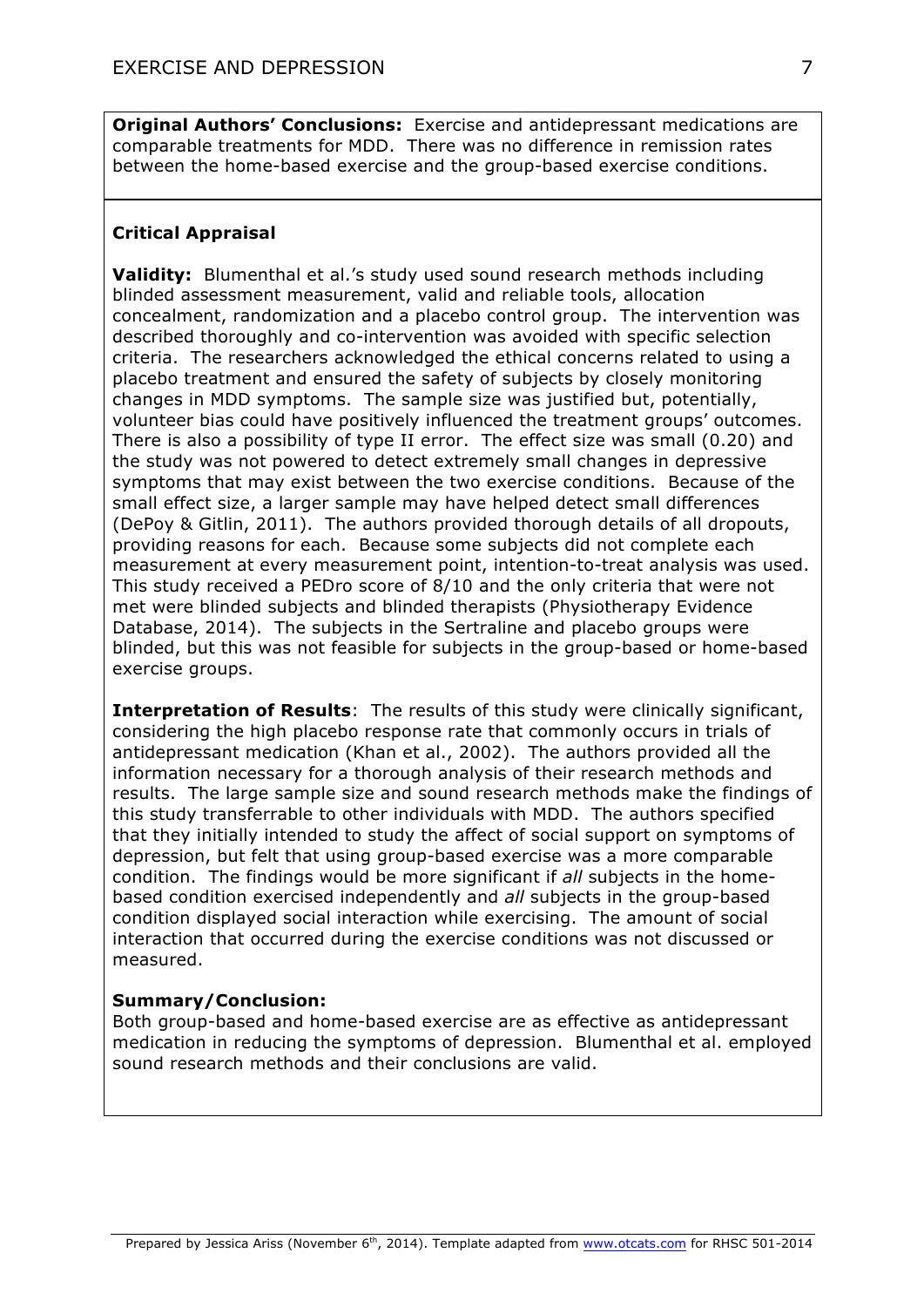**Original Authors' Conclusions:** Exercise and antidepressant medications are comparable treatments for MDD. There was no difference in remission rates between the home-based exercise and the group-based exercise conditions.

## Critical Appraisal

**Validity:** Blumenthal et al.'s study used sound research methods including blinded assessment measurement, valid and reliable tools, allocation concealment, randomization and a placebo control group. The intervention was described thoroughly and co-intervention was avoided with specific selection criteria. The researchers acknowledged the ethical concerns related to using a placebo treatment and ensured the safety of subjects by closely monitoring changes in MDD symptoms. The sample size was justified but, potentially, volunteer bias could have positively influenced the treatment groups' outcomes. There is also a possibility of type II error. The effect size was small (0.20) and the study was not powered to detect extremely small changes in depressive symptoms that may exist between the two exercise conditions. Because of the small effect size, a larger sample may have helped detect small differences (DePoy & Gitlin, 2011). The authors provided thorough details of all dropouts, providing reasons for each. Because some subjects did not complete each measurement at every measurement point, intention-to-treat analysis was used. This study received a PEDro score of 8/10 and the only criteria that were not met were blinded subjects and blinded therapists (Physiotherapy Evidence Database, 2014). The subjects in the Sertraline and placebo groups were blinded, but this was not feasible for subjects in the group-based or home-based exercise groups.

**Interpretation of Results**: The results of this study were clinically significant, considering the high placebo response rate that commonly occurs in trials of antidepressant medication (Khan et al., 2002). The authors provided all the information necessary for a thorough analysis of their research methods and results. The large sample size and sound research methods make the findings of this study transferrable to other individuals with MDD. The authors specified that they initially intended to study the affect of social support on symptoms of depression, but felt that using group-based exercise was a more comparable condition. The findings would be more significant if *all* subjects in the home-based condition exercised independently and *all* subjects in the group-based condition displayed social interaction while exercising. The amount of social interaction that occurred during the exercise conditions was not discussed or measured.

**Summary/Conclusion:**
Both group-based and home-based exercise are as effective as antidepressant medication in reducing the symptoms of depression. Blumenthal et al. employed sound research methods and their conclusions are valid.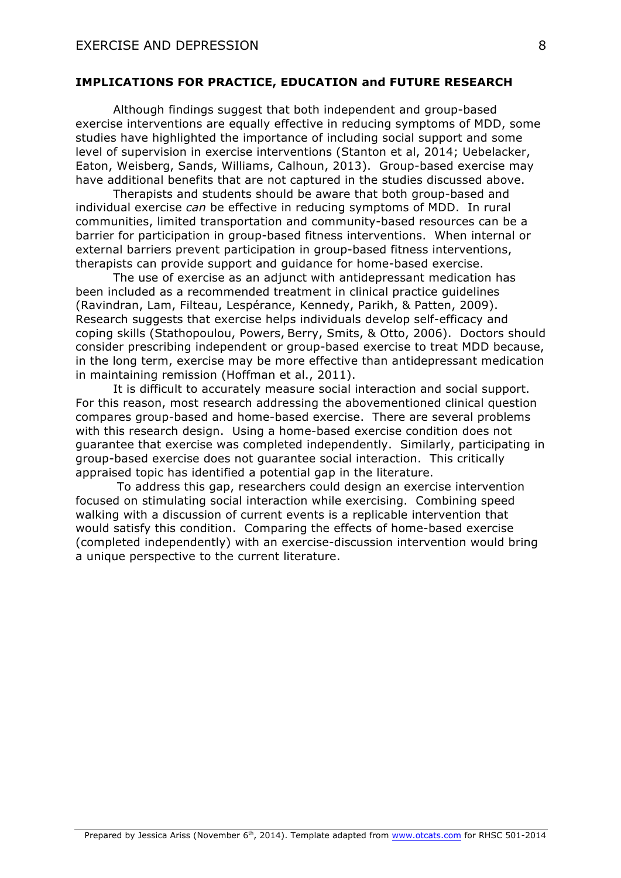**IMPLICATIONS FOR PRACTICE, EDUCATION and FUTURE RESEARCH**

Although findings suggest that both independent and group-based exercise interventions are equally effective in reducing symptoms of MDD, some studies have highlighted the importance of including social support and some level of supervision in exercise interventions (Stanton et al, 2014; Uebelacker, Eaton, Weisberg, Sands, Williams, Calhoun, 2013). Group-based exercise may have additional benefits that are not captured in the studies discussed above.

Therapists and students should be aware that both group-based and individual exercise *can* be effective in reducing symptoms of MDD. In rural communities, limited transportation and community-based resources can be a barrier for participation in group-based fitness interventions. When internal or external barriers prevent participation in group-based fitness interventions, therapists can provide support and guidance for home-based exercise.

The use of exercise as an adjunct with antidepressant medication has been included as a recommended treatment in clinical practice guidelines (Ravindran, Lam, Filteau, Lespérance, Kennedy, Parikh, & Patten, 2009). Research suggests that exercise helps individuals develop self-efficacy and coping skills (Stathopoulou, Powers, Berry, Smits, & Otto, 2006). Doctors should consider prescribing independent or group-based exercise to treat MDD because, in the long term, exercise may be more effective than antidepressant medication in maintaining remission (Hoffman et al., 2011).

It is difficult to accurately measure social interaction and social support. For this reason, most research addressing the abovementioned clinical question compares group-based and home-based exercise. There are several problems with this research design. Using a home-based exercise condition does not guarantee that exercise was completed independently. Similarly, participating in group-based exercise does not guarantee social interaction. This critically appraised topic has identified a potential gap in the literature.

To address this gap, researchers could design an exercise intervention focused on stimulating social interaction while exercising. Combining speed walking with a discussion of current events is a replicable intervention that would satisfy this condition. Comparing the effects of home-based exercise (completed independently) with an exercise-discussion intervention would bring a unique perspective to the current literature.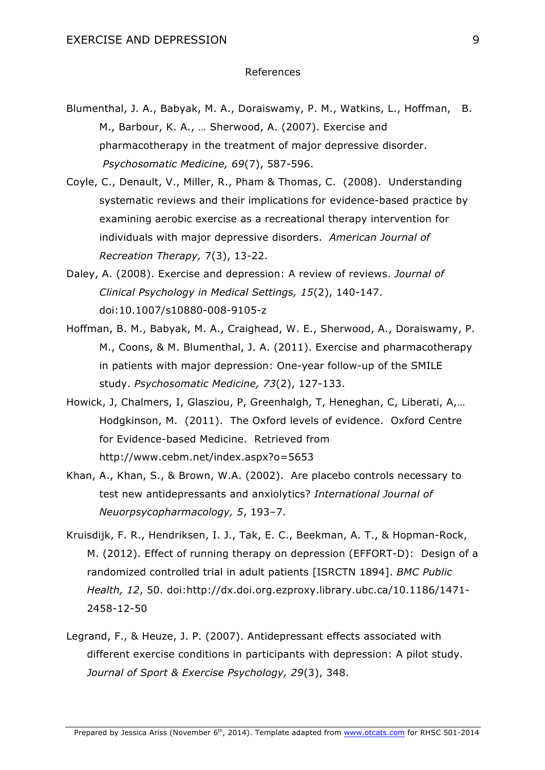References

Blumenthal, J. A., Babyak, M. A., Doraiswamy, P. M., Watkins, L., Hoffman, B. M., Barbour, K. A., … Sherwood, A. (2007). Exercise and pharmacotherapy in the treatment of major depressive disorder. *Psychosomatic Medicine, 69*(7), 587-596.

Coyle, C., Denault, V., Miller, R., Pham & Thomas, C. (2008). Understanding systematic reviews and their implications for evidence-based practice by examining aerobic exercise as a recreational therapy intervention for individuals with major depressive disorders. *American Journal of Recreation Therapy,* 7(3), 13-22.

Daley, A. (2008). Exercise and depression: A review of reviews. *Journal of Clinical Psychology in Medical Settings, 15*(2), 140-147. doi:10.1007/s10880-008-9105-z

Hoffman, B. M., Babyak, M. A., Craighead, W. E., Sherwood, A., Doraiswamy, P. M., Coons, & M. Blumenthal, J. A. (2011). Exercise and pharmacotherapy in patients with major depression: One-year follow-up of the SMILE study. *Psychosomatic Medicine, 73*(2), 127-133.

Howick, J, Chalmers, I, Glasziou, P, Greenhalgh, T, Heneghan, C, Liberati, A,… Hodgkinson, M. (2011). The Oxford levels of evidence. Oxford Centre for Evidence-based Medicine. Retrieved from http://www.cebm.net/index.aspx?o=5653

Khan, A., Khan, S., & Brown, W.A. (2002). Are placebo controls necessary to test new antidepressants and anxiolytics? *International Journal of Neuorpsycopharmacology, 5*, 193–7.

Kruisdijk, F. R., Hendriksen, I. J., Tak, E. C., Beekman, A. T., & Hopman-Rock, M. (2012). Effect of running therapy on depression (EFFORT-D): Design of a randomized controlled trial in adult patients [ISRCTN 1894]. *BMC Public Health, 12*, 50. doi:http://dx.doi.org.ezproxy.library.ubc.ca/10.1186/1471-2458-12-50

Legrand, F., & Heuze, J. P. (2007). Antidepressant effects associated with different exercise conditions in participants with depression: A pilot study. *Journal of Sport & Exercise Psychology, 29*(3), 348.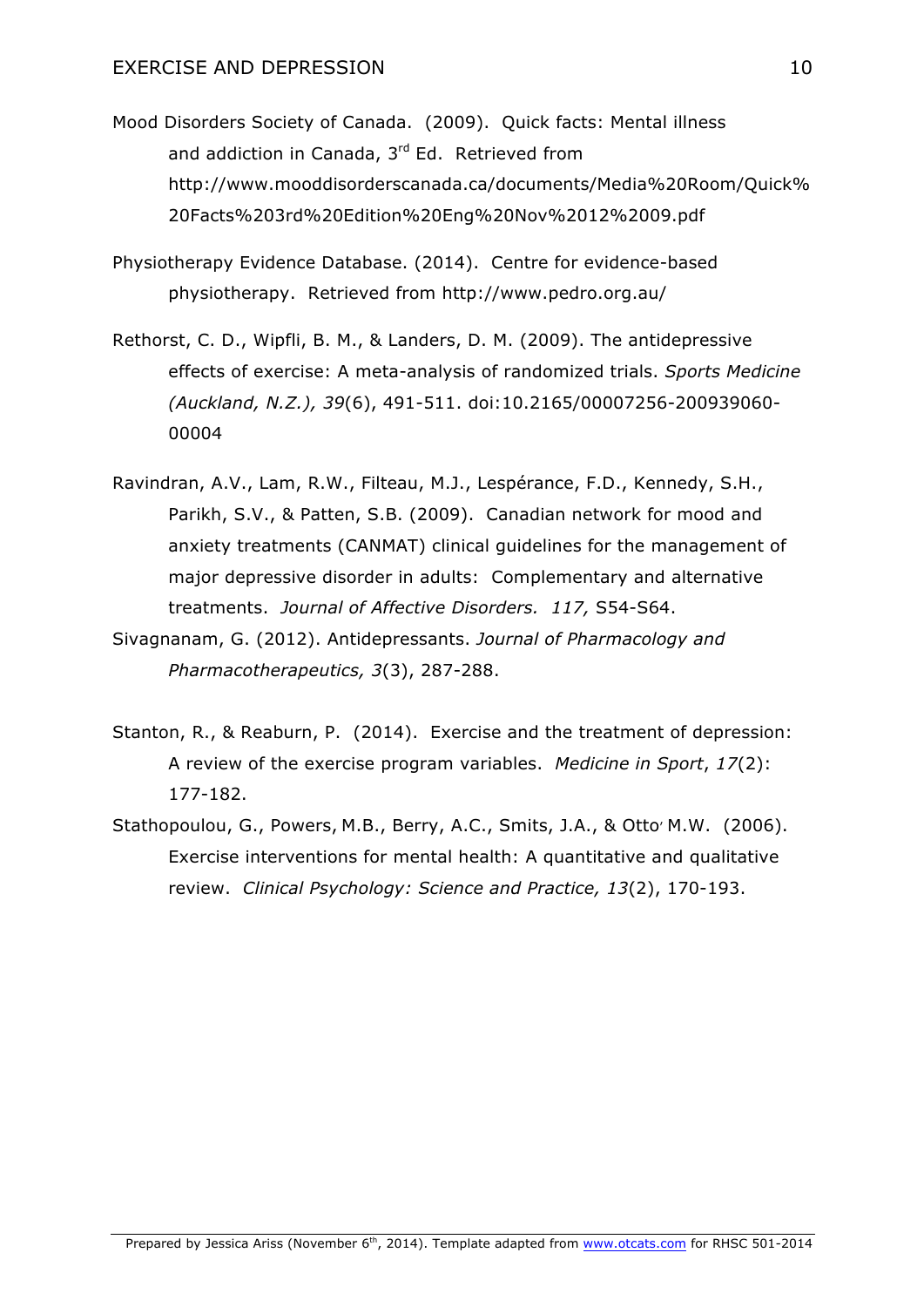Mood Disorders Society of Canada. (2009). Quick facts: Mental illness and addiction in Canada, 3rd Ed. Retrieved from http://www.mooddisorderscanada.ca/documents/Media%20Room/Quick%20Facts%203rd%20Edition%20Eng%20Nov%2012%2009.pdf

Physiotherapy Evidence Database. (2014). Centre for evidence-based physiotherapy. Retrieved from http://www.pedro.org.au/

Rethorst, C. D., Wipfli, B. M., & Landers, D. M. (2009). The antidepressive effects of exercise: A meta-analysis of randomized trials. *Sports Medicine (Auckland, N.Z.), 39*(6), 491-511. doi:10.2165/00007256-200939060-00004

Ravindran, A.V., Lam, R.W., Filteau, M.J., Lespérance, F.D., Kennedy, S.H., Parikh, S.V., & Patten, S.B. (2009). Canadian network for mood and anxiety treatments (CANMAT) clinical guidelines for the management of major depressive disorder in adults: Complementary and alternative treatments. *Journal of Affective Disorders. 117,* S54-S64.

Sivagnanam, G. (2012). Antidepressants. *Journal of Pharmacology and Pharmacotherapeutics, 3*(3), 287-288.

Stanton, R., & Reaburn, P. (2014). Exercise and the treatment of depression: A review of the exercise program variables. *Medicine in Sport*, *17*(2): 177-182.

Stathopoulou, G., Powers, M.B., Berry, A.C., Smits, J.A., & Otto, M.W. (2006). Exercise interventions for mental health: A quantitative and qualitative review. *Clinical Psychology: Science and Practice, 13*(2), 170-193.